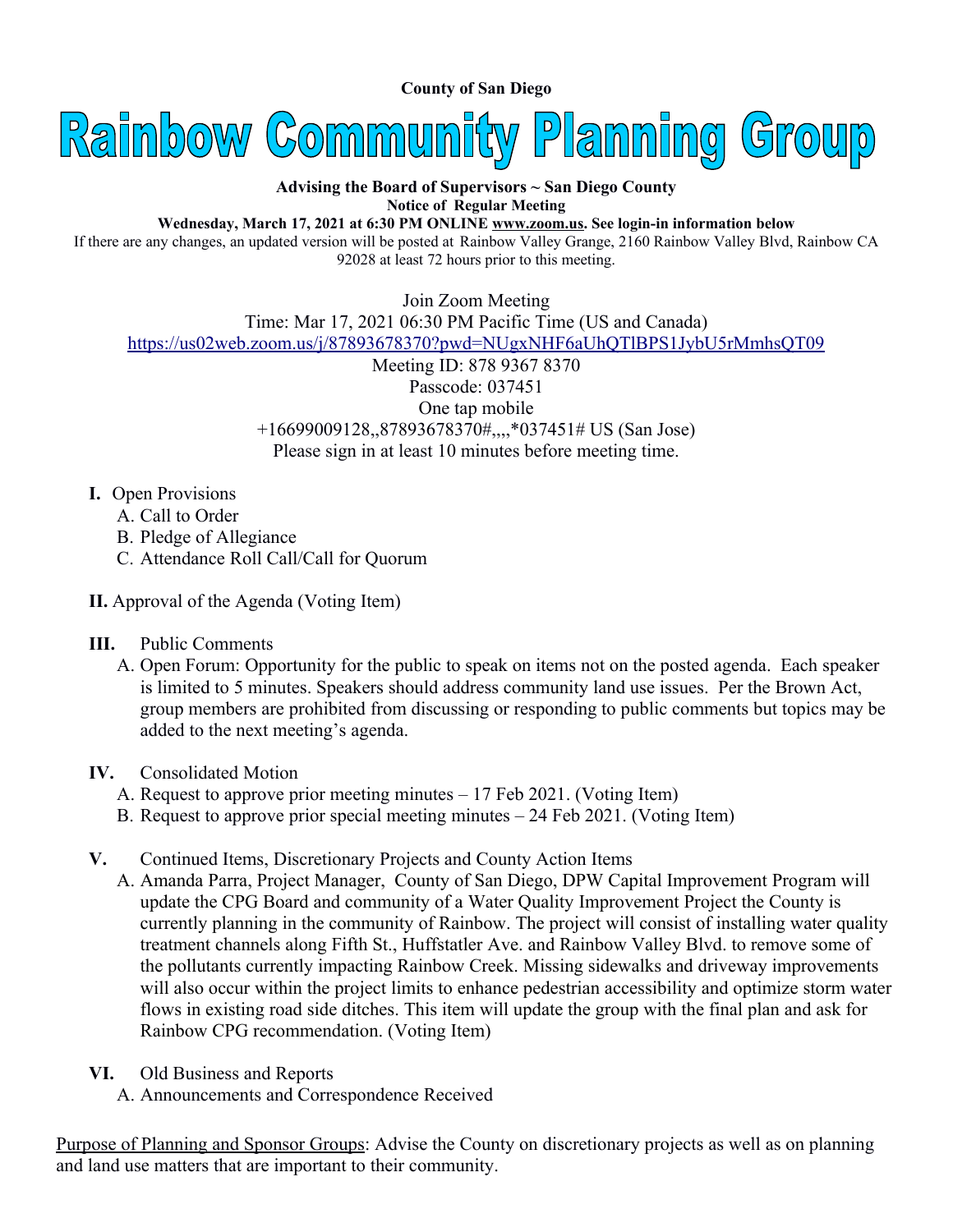**County of San Diego**

# Rainbow Community Planning Group

**Advising the Board of Supervisors ~ San Diego County**
**Notice of Regular Meeting**
**Wednesday, March 17, 2021 at 6:30 PM ONLINE www.zoom.us. See login-in information below**

If there are any changes, an updated version will be posted at Rainbow Valley Grange, 2160 Rainbow Valley Blvd, Rainbow CA 92028 at least 72 hours prior to this meeting.

Join Zoom Meeting
Time: Mar 17, 2021 06:30 PM Pacific Time (US and Canada)
https://us02web.zoom.us/j/87893678370?pwd=NUgxNHF6aUhQTlBPS1JybU5rMmhsQT09
Meeting ID: 878 9367 8370
Passcode: 037451
One tap mobile
+16699009128,,87893678370#,,,,*037451# US (San Jose)
Please sign in at least 10 minutes before meeting time.

**I.** Open Provisions
   A. Call to Order
   B. Pledge of Allegiance
   C. Attendance Roll Call/Call for Quorum

**II.** Approval of the Agenda (Voting Item)

**III.** Public Comments
   A. Open Forum: Opportunity for the public to speak on items not on the posted agenda. Each speaker is limited to 5 minutes. Speakers should address community land use issues. Per the Brown Act, group members are prohibited from discussing or responding to public comments but topics may be added to the next meeting's agenda.

**IV.** Consolidated Motion
   A. Request to approve prior meeting minutes – 17 Feb 2021. (Voting Item)
   B. Request to approve prior special meeting minutes – 24 Feb 2021. (Voting Item)

**V.** Continued Items, Discretionary Projects and County Action Items
   A. Amanda Parra, Project Manager, County of San Diego, DPW Capital Improvement Program will update the CPG Board and community of a Water Quality Improvement Project the County is currently planning in the community of Rainbow. The project will consist of installing water quality treatment channels along Fifth St., Huffstatler Ave. and Rainbow Valley Blvd. to remove some of the pollutants currently impacting Rainbow Creek. Missing sidewalks and driveway improvements will also occur within the project limits to enhance pedestrian accessibility and optimize storm water flows in existing road side ditches. This item will update the group with the final plan and ask for Rainbow CPG recommendation. (Voting Item)

**VI.** Old Business and Reports
   A. Announcements and Correspondence Received

Purpose of Planning and Sponsor Groups: Advise the County on discretionary projects as well as on planning and land use matters that are important to their community.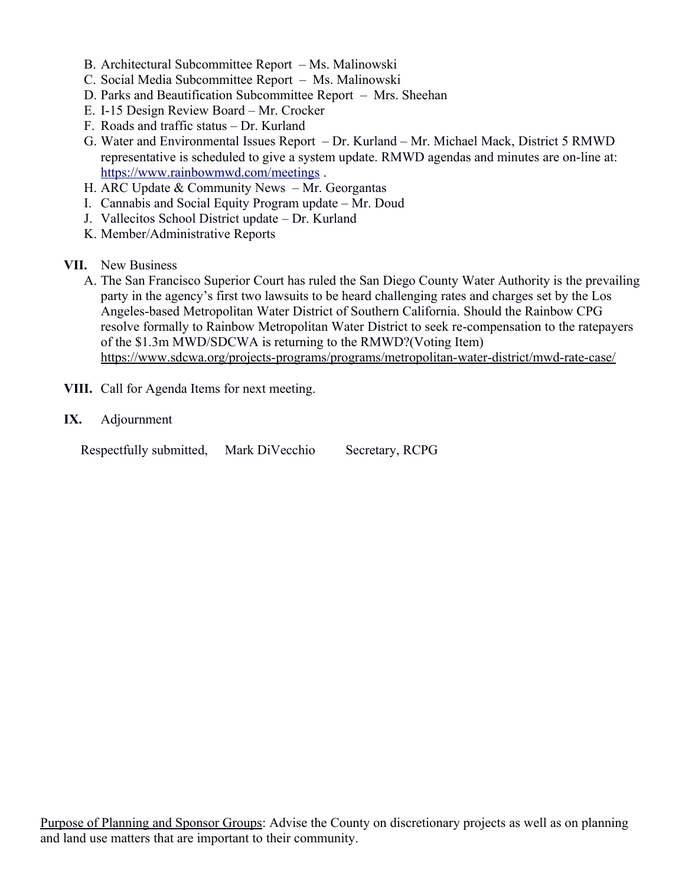B. Architectural Subcommittee Report – Ms. Malinowski
C. Social Media Subcommittee Report – Ms. Malinowski
D. Parks and Beautification Subcommittee Report – Mrs. Sheehan
E. I-15 Design Review Board – Mr. Crocker
F. Roads and traffic status – Dr. Kurland
G. Water and Environmental Issues Report – Dr. Kurland – Mr. Michael Mack, District 5 RMWD representative is scheduled to give a system update. RMWD agendas and minutes are on-line at: https://www.rainbowmwd.com/meetings .
H. ARC Update & Community News – Mr. Georgantas
I. Cannabis and Social Equity Program update – Mr. Doud
J. Vallecitos School District update – Dr. Kurland
K. Member/Administrative Reports

**VII.** New Business

A. The San Francisco Superior Court has ruled the San Diego County Water Authority is the prevailing party in the agency's first two lawsuits to be heard challenging rates and charges set by the Los Angeles-based Metropolitan Water District of Southern California. Should the Rainbow CPG resolve formally to Rainbow Metropolitan Water District to seek re-compensation to the ratepayers of the $1.3m MWD/SDCWA is returning to the RMWD?(Voting Item) https://www.sdcwa.org/projects-programs/programs/metropolitan-water-district/mwd-rate-case/

**VIII.** Call for Agenda Items for next meeting.

**IX.** Adjournment

Respectfully submitted, Mark DiVecchio Secretary, RCPG

Purpose of Planning and Sponsor Groups: Advise the County on discretionary projects as well as on planning and land use matters that are important to their community.